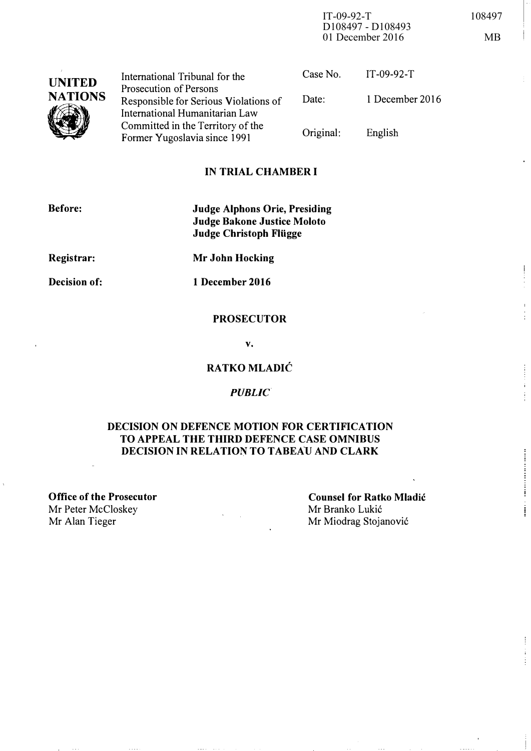IT-09-92-T
D108497 - D108493
01 December 2016

108497

MB

**UNITED NATIONS**

International Tribunal for the Prosecution of Persons Responsible for Serious Violations of International Humanitarian Law Committed in the Territory of the Former Yugoslavia since 1991

| | |
|---|---|
| Case No. | IT-09-92-T |
| Date: | 1 December 2016 |
| Original: | English |

## IN TRIAL CHAMBER I

**Before:** **Judge Alphons Orie, Presiding**
**Judge Bakone Justice Moloto**
**Judge Christoph Flügge**

**Registrar:** **Mr John Hocking**

**Decision of:** **1 December 2016**

## PROSECUTOR

**v.**

## RATKO MLADIĆ

***PUBLIC***

## DECISION ON DEFENCE MOTION FOR CERTIFICATION TO APPEAL THE THIRD DEFENCE CASE OMNIBUS DECISION IN RELATION TO TABEAU AND CLARK

**Office of the Prosecutor**
Mr Peter McCloskey
Mr Alan Tieger

**Counsel for Ratko Mladić**
Mr Branko Lukić
Mr Miodrag Stojanović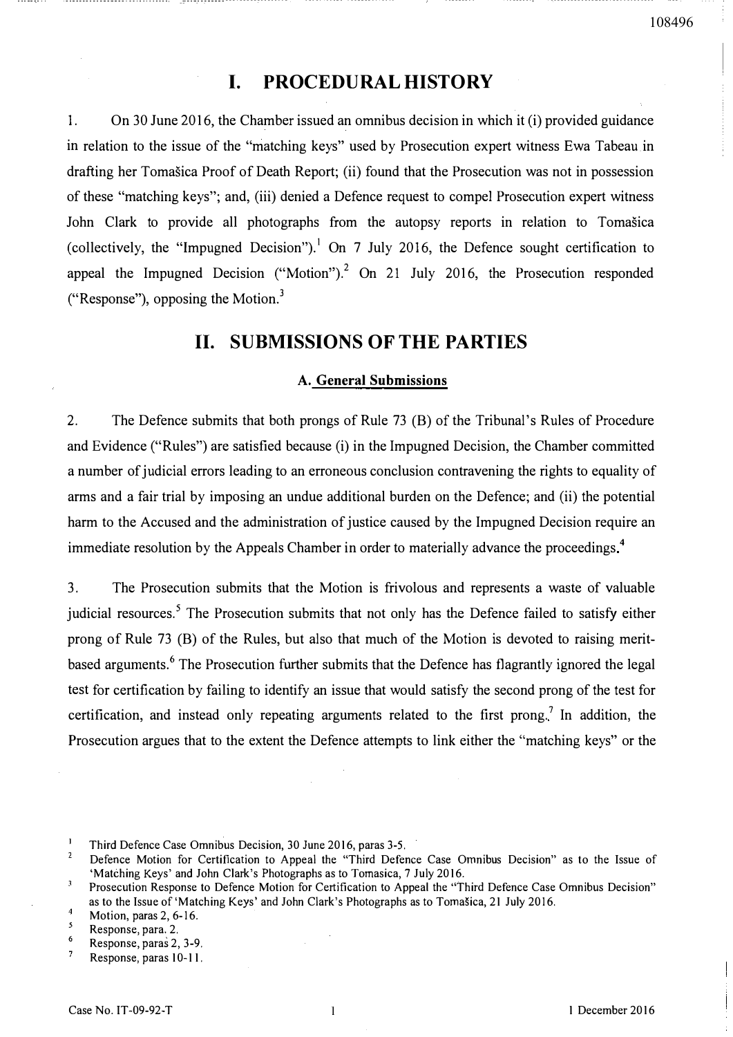# I. PROCEDURAL HISTORY

1. On 30 June 2016, the Chamber issued an omnibus decision in which it (i) provided guidance in relation to the issue of the "matching keys" used by Prosecution expert witness Ewa Tabeau in drafting her Tomašica Proof of Death Report; (ii) found that the Prosecution was not in possession of these "matching keys"; and, (iii) denied a Defence request to compel Prosecution expert witness John Clark to provide all photographs from the autopsy reports in relation to Tomašica (collectively, the "Impugned Decision").[1] On 7 July 2016, the Defence sought certification to appeal the Impugned Decision ("Motion").[2] On 21 July 2016, the Prosecution responded ("Response"), opposing the Motion.[3]

# II. SUBMISSIONS OF THE PARTIES

## A. General Submissions

2. The Defence submits that both prongs of Rule 73 (B) of the Tribunal's Rules of Procedure and Evidence ("Rules") are satisfied because (i) in the Impugned Decision, the Chamber committed a number of judicial errors leading to an erroneous conclusion contravening the rights to equality of arms and a fair trial by imposing an undue additional burden on the Defence; and (ii) the potential harm to the Accused and the administration of justice caused by the Impugned Decision require an immediate resolution by the Appeals Chamber in order to materially advance the proceedings.[4]

3. The Prosecution submits that the Motion is frivolous and represents a waste of valuable judicial resources.[5] The Prosecution submits that not only has the Defence failed to satisfy either prong of Rule 73 (B) of the Rules, but also that much of the Motion is devoted to raising merit-based arguments.[6] The Prosecution further submits that the Defence has flagrantly ignored the legal test for certification by failing to identify an issue that would satisfy the second prong of the test for certification, and instead only repeating arguments related to the first prong.[7] In addition, the Prosecution argues that to the extent the Defence attempts to link either the "matching keys" or the

---

[1] Third Defence Case Omnibus Decision, 30 June 2016, paras 3-5.

[2] Defence Motion for Certification to Appeal the "Third Defence Case Omnibus Decision" as to the Issue of 'Matching Keys' and John Clark's Photographs as to Tomasica, 7 July 2016.

[3] Prosecution Response to Defence Motion for Certification to Appeal the "Third Defence Case Omnibus Decision" as to the Issue of 'Matching Keys' and John Clark's Photographs as to Tomašica, 21 July 2016.

[4] Motion, paras 2, 6-16.

[5] Response, para. 2.

[6] Response, paras 2, 3-9.

[7] Response, paras 10-11.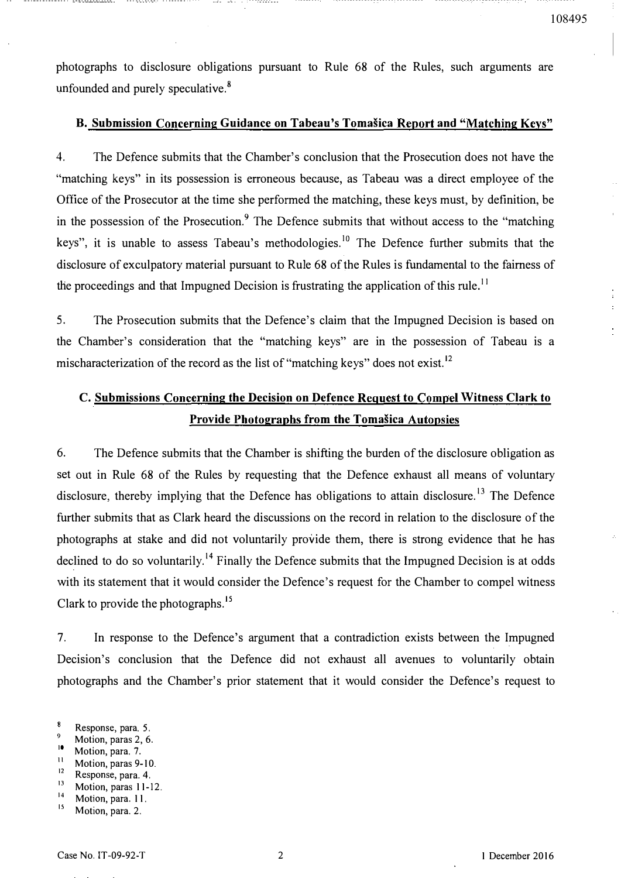photographs to disclosure obligations pursuant to Rule 68 of the Rules, such arguments are unfounded and purely speculative.[8]

### B. Submission Concerning Guidance on Tabeau's Tomašica Report and "Matching Keys"

4. The Defence submits that the Chamber's conclusion that the Prosecution does not have the "matching keys" in its possession is erroneous because, as Tabeau was a direct employee of the Office of the Prosecutor at the time she performed the matching, these keys must, by definition, be in the possession of the Prosecution.[9] The Defence submits that without access to the "matching keys", it is unable to assess Tabeau's methodologies.[10] The Defence further submits that the disclosure of exculpatory material pursuant to Rule 68 of the Rules is fundamental to the fairness of the proceedings and that Impugned Decision is frustrating the application of this rule.[11]

5. The Prosecution submits that the Defence's claim that the Impugned Decision is based on the Chamber's consideration that the "matching keys" are in the possession of Tabeau is a mischaracterization of the record as the list of "matching keys" does not exist.[12]

### C. Submissions Concerning the Decision on Defence Request to Compel Witness Clark to Provide Photographs from the Tomašica Autopsies

6. The Defence submits that the Chamber is shifting the burden of the disclosure obligation as set out in Rule 68 of the Rules by requesting that the Defence exhaust all means of voluntary disclosure, thereby implying that the Defence has obligations to attain disclosure.[13] The Defence further submits that as Clark heard the discussions on the record in relation to the disclosure of the photographs at stake and did not voluntarily provide them, there is strong evidence that he has declined to do so voluntarily.[14] Finally the Defence submits that the Impugned Decision is at odds with its statement that it would consider the Defence's request for the Chamber to compel witness Clark to provide the photographs.[15]

7. In response to the Defence's argument that a contradiction exists between the Impugned Decision's conclusion that the Defence did not exhaust all avenues to voluntarily obtain photographs and the Chamber's prior statement that it would consider the Defence's request to

---

[8] Response, para. 5.
[9] Motion, paras 2, 6.
[10] Motion, para. 7.
[11] Motion, paras 9-10.
[12] Response, para. 4.
[13] Motion, paras 11-12.
[14] Motion, para. 11.
[15] Motion, para. 2.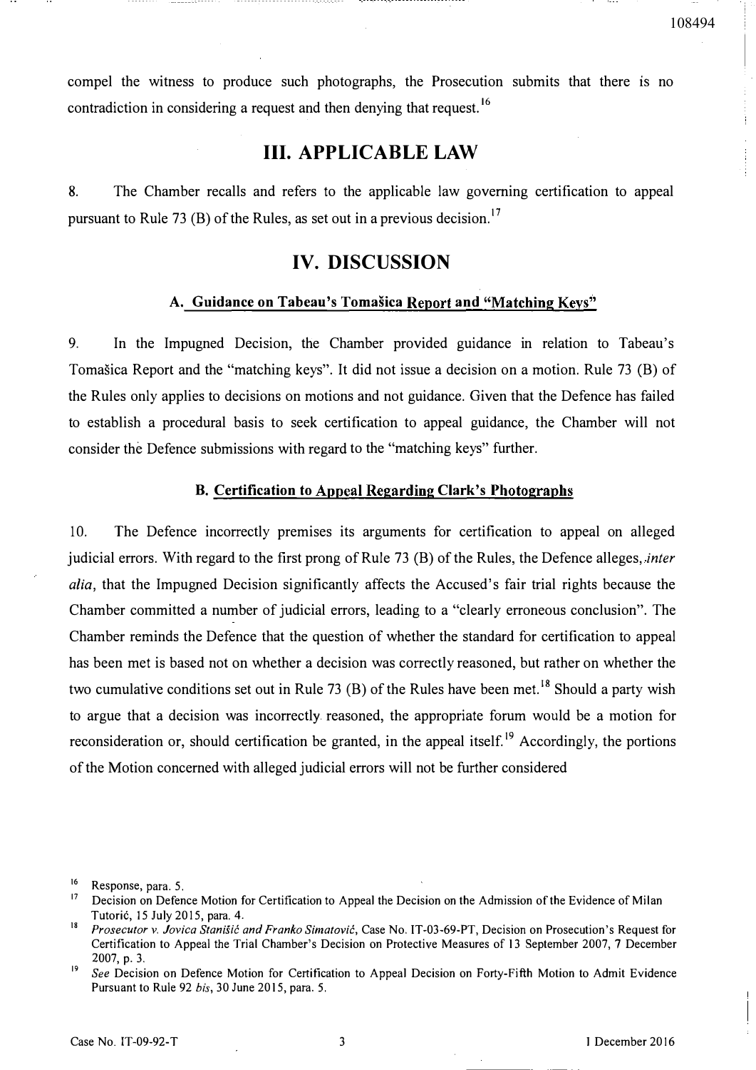compel the witness to produce such photographs, the Prosecution submits that there is no contradiction in considering a request and then denying that request.[16]

# III. APPLICABLE LAW

8. The Chamber recalls and refers to the applicable law governing certification to appeal pursuant to Rule 73 (B) of the Rules, as set out in a previous decision.[17]

# IV. DISCUSSION

## A. Guidance on Tabeau's Tomašica Report and "Matching Keys"

9. In the Impugned Decision, the Chamber provided guidance in relation to Tabeau's Tomašica Report and the "matching keys". It did not issue a decision on a motion. Rule 73 (B) of the Rules only applies to decisions on motions and not guidance. Given that the Defence has failed to establish a procedural basis to seek certification to appeal guidance, the Chamber will not consider the Defence submissions with regard to the "matching keys" further.

## B. Certification to Appeal Regarding Clark's Photographs

10. The Defence incorrectly premises its arguments for certification to appeal on alleged judicial errors. With regard to the first prong of Rule 73 (B) of the Rules, the Defence alleges, *inter alia*, that the Impugned Decision significantly affects the Accused's fair trial rights because the Chamber committed a number of judicial errors, leading to a "clearly erroneous conclusion". The Chamber reminds the Defence that the question of whether the standard for certification to appeal has been met is based not on whether a decision was correctly reasoned, but rather on whether the two cumulative conditions set out in Rule 73 (B) of the Rules have been met.[18] Should a party wish to argue that a decision was incorrectly reasoned, the appropriate forum would be a motion for reconsideration or, should certification be granted, in the appeal itself.[19] Accordingly, the portions of the Motion concerned with alleged judicial errors will not be further considered

---

[16] Response, para. 5.

[17] Decision on Defence Motion for Certification to Appeal the Decision on the Admission of the Evidence of Milan Tutorić, 15 July 2015, para. 4.

[18] *Prosecutor v. Jovica Stanišić and Franko Simatović*, Case No. IT-03-69-PT, Decision on Prosecution's Request for Certification to Appeal the Trial Chamber's Decision on Protective Measures of 13 September 2007, 7 December 2007, p. 3.

[19] *See* Decision on Defence Motion for Certification to Appeal Decision on Forty-Fifth Motion to Admit Evidence Pursuant to Rule 92 *bis*, 30 June 2015, para. 5.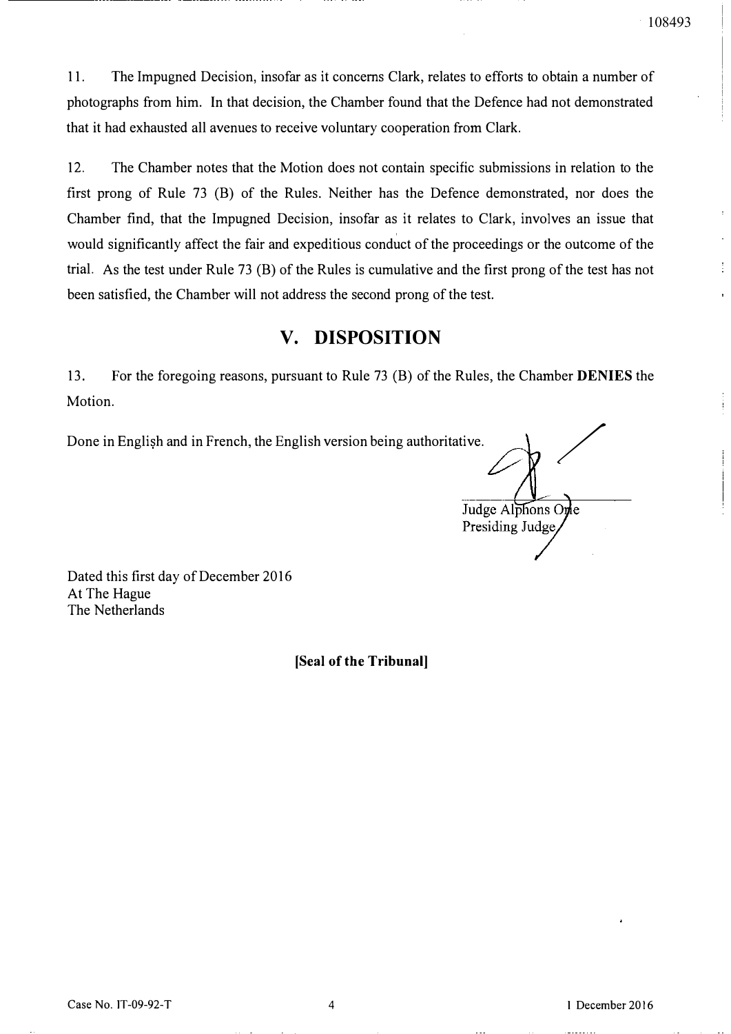11. The Impugned Decision, insofar as it concerns Clark, relates to efforts to obtain a number of photographs from him. In that decision, the Chamber found that the Defence had not demonstrated that it had exhausted all avenues to receive voluntary cooperation from Clark.

12. The Chamber notes that the Motion does not contain specific submissions in relation to the first prong of Rule 73 (B) of the Rules. Neither has the Defence demonstrated, nor does the Chamber find, that the Impugned Decision, insofar as it relates to Clark, involves an issue that would significantly affect the fair and expeditious conduct of the proceedings or the outcome of the trial. As the test under Rule 73 (B) of the Rules is cumulative and the first prong of the test has not been satisfied, the Chamber will not address the second prong of the test.

## V. DISPOSITION

13. For the foregoing reasons, pursuant to Rule 73 (B) of the Rules, the Chamber **DENIES** the Motion.

Done in English and in French, the English version being authoritative.

Judge Alphons Orie
Presiding Judge

Dated this first day of December 2016
At The Hague
The Netherlands

**[Seal of the Tribunal]**